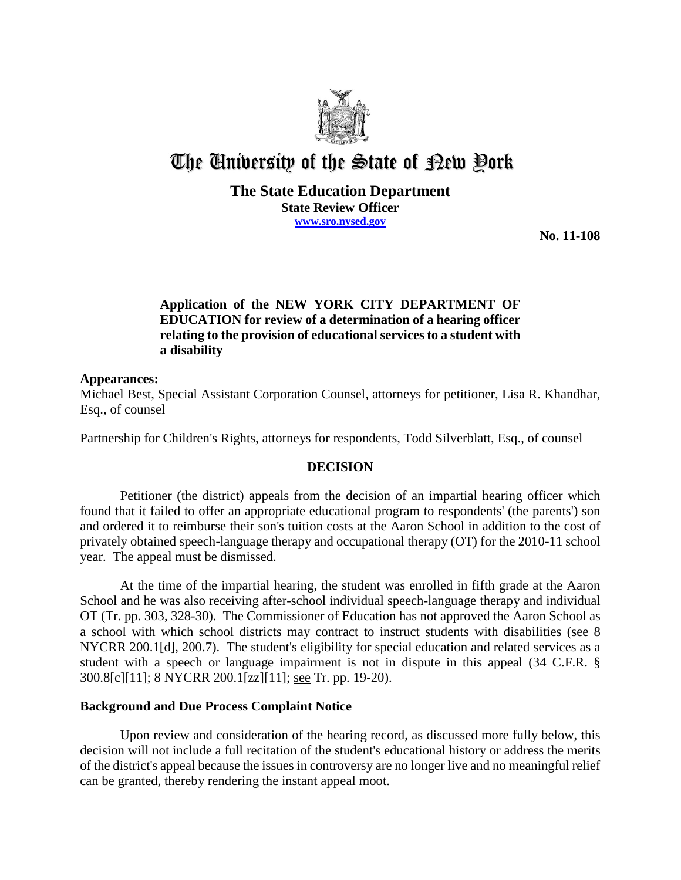# The University of the State of New York

**The State Education Department**
**State Review Officer**
**www.sro.nysed.gov**

**No. 11-108**

**Application of the NEW YORK CITY DEPARTMENT OF EDUCATION for review of a determination of a hearing officer relating to the provision of educational services to a student with a disability**

**Appearances:**
Michael Best, Special Assistant Corporation Counsel, attorneys for petitioner, Lisa R. Khandhar, Esq., of counsel

Partnership for Children's Rights, attorneys for respondents, Todd Silverblatt, Esq., of counsel

## DECISION

Petitioner (the district) appeals from the decision of an impartial hearing officer which found that it failed to offer an appropriate educational program to respondents' (the parents') son and ordered it to reimburse their son's tuition costs at the Aaron School in addition to the cost of privately obtained speech-language therapy and occupational therapy (OT) for the 2010-11 school year. The appeal must be dismissed.

At the time of the impartial hearing, the student was enrolled in fifth grade at the Aaron School and he was also receiving after-school individual speech-language therapy and individual OT (Tr. pp. 303, 328-30). The Commissioner of Education has not approved the Aaron School as a school with which school districts may contract to instruct students with disabilities (see 8 NYCRR 200.1[d], 200.7). The student's eligibility for special education and related services as a student with a speech or language impairment is not in dispute in this appeal (34 C.F.R. § 300.8[c][11]; 8 NYCRR 200.1[zz][11]; see Tr. pp. 19-20).

### Background and Due Process Complaint Notice

Upon review and consideration of the hearing record, as discussed more fully below, this decision will not include a full recitation of the student's educational history or address the merits of the district's appeal because the issues in controversy are no longer live and no meaningful relief can be granted, thereby rendering the instant appeal moot.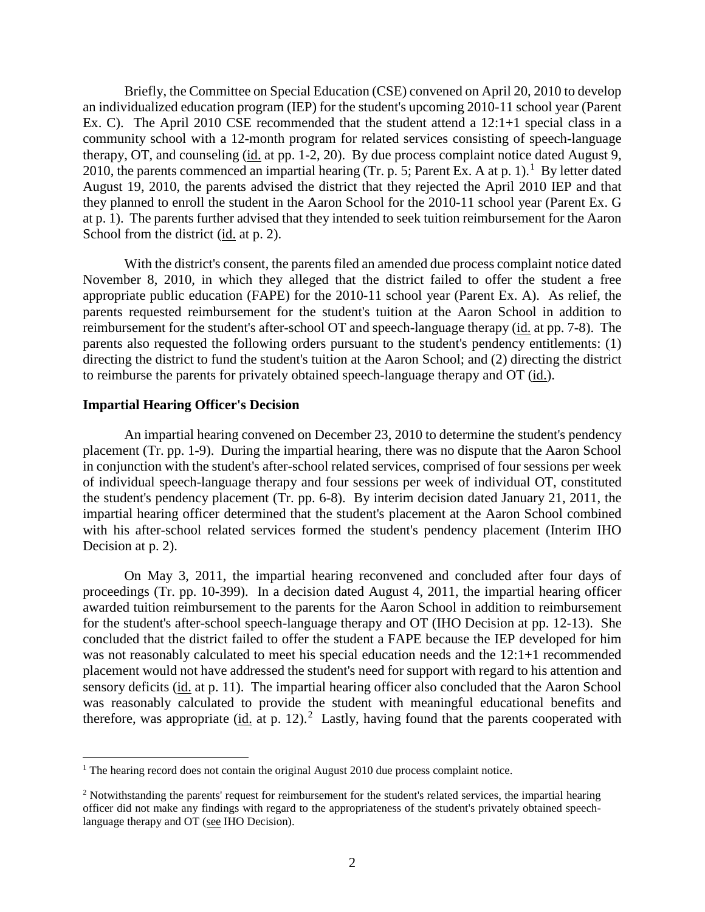Briefly, the Committee on Special Education (CSE) convened on April 20, 2010 to develop an individualized education program (IEP) for the student's upcoming 2010-11 school year (Parent Ex. C). The April 2010 CSE recommended that the student attend a 12:1+1 special class in a community school with a 12-month program for related services consisting of speech-language therapy, OT, and counseling (id. at pp. 1-2, 20). By due process complaint notice dated August 9, 2010, the parents commenced an impartial hearing (Tr. p. 5; Parent Ex. A at p. 1).[1] By letter dated August 19, 2010, the parents advised the district that they rejected the April 2010 IEP and that they planned to enroll the student in the Aaron School for the 2010-11 school year (Parent Ex. G at p. 1). The parents further advised that they intended to seek tuition reimbursement for the Aaron School from the district (id. at p. 2).

With the district's consent, the parents filed an amended due process complaint notice dated November 8, 2010, in which they alleged that the district failed to offer the student a free appropriate public education (FAPE) for the 2010-11 school year (Parent Ex. A). As relief, the parents requested reimbursement for the student's tuition at the Aaron School in addition to reimbursement for the student's after-school OT and speech-language therapy (id. at pp. 7-8). The parents also requested the following orders pursuant to the student's pendency entitlements: (1) directing the district to fund the student's tuition at the Aaron School; and (2) directing the district to reimburse the parents for privately obtained speech-language therapy and OT (id.).

### Impartial Hearing Officer's Decision

An impartial hearing convened on December 23, 2010 to determine the student's pendency placement (Tr. pp. 1-9). During the impartial hearing, there was no dispute that the Aaron School in conjunction with the student's after-school related services, comprised of four sessions per week of individual speech-language therapy and four sessions per week of individual OT, constituted the student's pendency placement (Tr. pp. 6-8). By interim decision dated January 21, 2011, the impartial hearing officer determined that the student's placement at the Aaron School combined with his after-school related services formed the student's pendency placement (Interim IHO Decision at p. 2).

On May 3, 2011, the impartial hearing reconvened and concluded after four days of proceedings (Tr. pp. 10-399). In a decision dated August 4, 2011, the impartial hearing officer awarded tuition reimbursement to the parents for the Aaron School in addition to reimbursement for the student's after-school speech-language therapy and OT (IHO Decision at pp. 12-13). She concluded that the district failed to offer the student a FAPE because the IEP developed for him was not reasonably calculated to meet his special education needs and the 12:1+1 recommended placement would not have addressed the student's need for support with regard to his attention and sensory deficits (id. at p. 11). The impartial hearing officer also concluded that the Aaron School was reasonably calculated to provide the student with meaningful educational benefits and therefore, was appropriate (id. at p. 12).[2] Lastly, having found that the parents cooperated with

---

[1] The hearing record does not contain the original August 2010 due process complaint notice.

[2] Notwithstanding the parents' request for reimbursement for the student's related services, the impartial hearing officer did not make any findings with regard to the appropriateness of the student's privately obtained speech-language therapy and OT (see IHO Decision).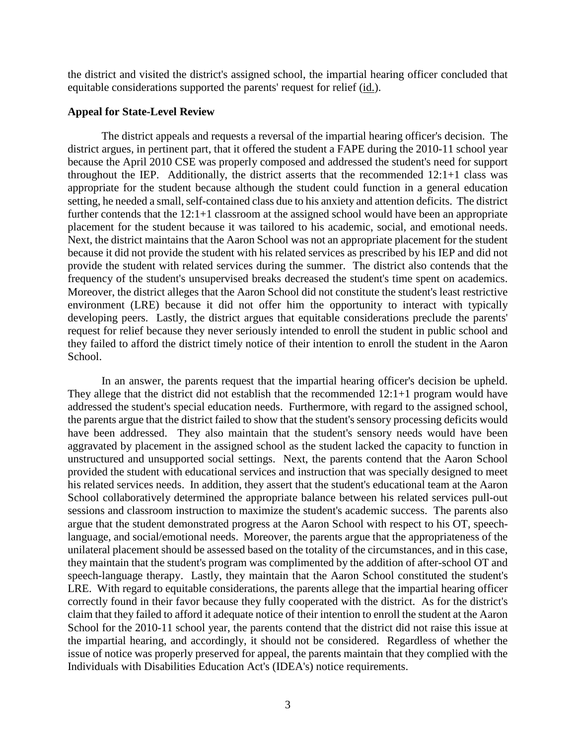the district and visited the district's assigned school, the impartial hearing officer concluded that equitable considerations supported the parents' request for relief (id.).

**Appeal for State-Level Review**

The district appeals and requests a reversal of the impartial hearing officer's decision. The district argues, in pertinent part, that it offered the student a FAPE during the 2010-11 school year because the April 2010 CSE was properly composed and addressed the student's need for support throughout the IEP. Additionally, the district asserts that the recommended 12:1+1 class was appropriate for the student because although the student could function in a general education setting, he needed a small, self-contained class due to his anxiety and attention deficits. The district further contends that the 12:1+1 classroom at the assigned school would have been an appropriate placement for the student because it was tailored to his academic, social, and emotional needs. Next, the district maintains that the Aaron School was not an appropriate placement for the student because it did not provide the student with his related services as prescribed by his IEP and did not provide the student with related services during the summer. The district also contends that the frequency of the student's unsupervised breaks decreased the student's time spent on academics. Moreover, the district alleges that the Aaron School did not constitute the student's least restrictive environment (LRE) because it did not offer him the opportunity to interact with typically developing peers. Lastly, the district argues that equitable considerations preclude the parents' request for relief because they never seriously intended to enroll the student in public school and they failed to afford the district timely notice of their intention to enroll the student in the Aaron School.

In an answer, the parents request that the impartial hearing officer's decision be upheld. They allege that the district did not establish that the recommended 12:1+1 program would have addressed the student's special education needs. Furthermore, with regard to the assigned school, the parents argue that the district failed to show that the student's sensory processing deficits would have been addressed. They also maintain that the student's sensory needs would have been aggravated by placement in the assigned school as the student lacked the capacity to function in unstructured and unsupported social settings. Next, the parents contend that the Aaron School provided the student with educational services and instruction that was specially designed to meet his related services needs. In addition, they assert that the student's educational team at the Aaron School collaboratively determined the appropriate balance between his related services pull-out sessions and classroom instruction to maximize the student's academic success. The parents also argue that the student demonstrated progress at the Aaron School with respect to his OT, speech-language, and social/emotional needs. Moreover, the parents argue that the appropriateness of the unilateral placement should be assessed based on the totality of the circumstances, and in this case, they maintain that the student's program was complimented by the addition of after-school OT and speech-language therapy. Lastly, they maintain that the Aaron School constituted the student's LRE. With regard to equitable considerations, the parents allege that the impartial hearing officer correctly found in their favor because they fully cooperated with the district. As for the district's claim that they failed to afford it adequate notice of their intention to enroll the student at the Aaron School for the 2010-11 school year, the parents contend that the district did not raise this issue at the impartial hearing, and accordingly, it should not be considered. Regardless of whether the issue of notice was properly preserved for appeal, the parents maintain that they complied with the Individuals with Disabilities Education Act's (IDEA's) notice requirements.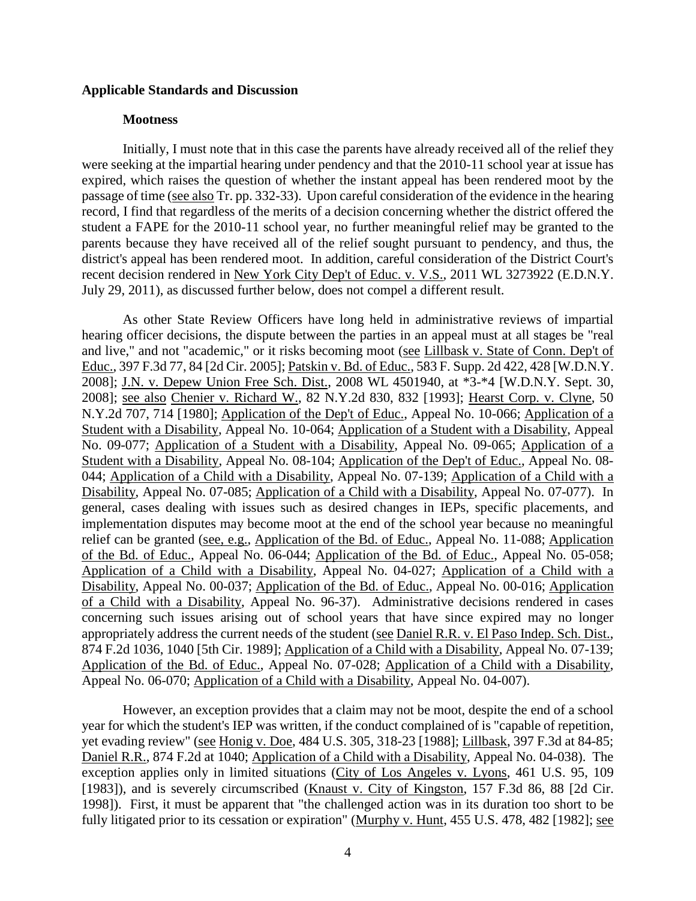**Applicable Standards and Discussion**

**Mootness**

Initially, I must note that in this case the parents have already received all of the relief they were seeking at the impartial hearing under pendency and that the 2010-11 school year at issue has expired, which raises the question of whether the instant appeal has been rendered moot by the passage of time (see also Tr. pp. 332-33). Upon careful consideration of the evidence in the hearing record, I find that regardless of the merits of a decision concerning whether the district offered the student a FAPE for the 2010-11 school year, no further meaningful relief may be granted to the parents because they have received all of the relief sought pursuant to pendency, and thus, the district's appeal has been rendered moot. In addition, careful consideration of the District Court's recent decision rendered in New York City Dep't of Educ. v. V.S., 2011 WL 3273922 (E.D.N.Y. July 29, 2011), as discussed further below, does not compel a different result.

As other State Review Officers have long held in administrative reviews of impartial hearing officer decisions, the dispute between the parties in an appeal must at all stages be "real and live," and not "academic," or it risks becoming moot (see Lillbask v. State of Conn. Dep't of Educ., 397 F.3d 77, 84 [2d Cir. 2005]; Patskin v. Bd. of Educ., 583 F. Supp. 2d 422, 428 [W.D.N.Y. 2008]; J.N. v. Depew Union Free Sch. Dist., 2008 WL 4501940, at *3-*4 [W.D.N.Y. Sept. 30, 2008]; see also Chenier v. Richard W., 82 N.Y.2d 830, 832 [1993]; Hearst Corp. v. Clyne, 50 N.Y.2d 707, 714 [1980]; Application of the Dep't of Educ., Appeal No. 10-066; Application of a Student with a Disability, Appeal No. 10-064; Application of a Student with a Disability, Appeal No. 09-077; Application of a Student with a Disability, Appeal No. 09-065; Application of a Student with a Disability, Appeal No. 08-104; Application of the Dep't of Educ., Appeal No. 08-044; Application of a Child with a Disability, Appeal No. 07-139; Application of a Child with a Disability, Appeal No. 07-085; Application of a Child with a Disability, Appeal No. 07-077). In general, cases dealing with issues such as desired changes in IEPs, specific placements, and implementation disputes may become moot at the end of the school year because no meaningful relief can be granted (see, e.g., Application of the Bd. of Educ., Appeal No. 11-088; Application of the Bd. of Educ., Appeal No. 06-044; Application of the Bd. of Educ., Appeal No. 05-058; Application of a Child with a Disability, Appeal No. 04-027; Application of a Child with a Disability, Appeal No. 00-037; Application of the Bd. of Educ., Appeal No. 00-016; Application of a Child with a Disability, Appeal No. 96-37). Administrative decisions rendered in cases concerning such issues arising out of school years that have since expired may no longer appropriately address the current needs of the student (see Daniel R.R. v. El Paso Indep. Sch. Dist., 874 F.2d 1036, 1040 [5th Cir. 1989]; Application of a Child with a Disability, Appeal No. 07-139; Application of the Bd. of Educ., Appeal No. 07-028; Application of a Child with a Disability, Appeal No. 06-070; Application of a Child with a Disability, Appeal No. 04-007).

However, an exception provides that a claim may not be moot, despite the end of a school year for which the student's IEP was written, if the conduct complained of is "capable of repetition, yet evading review" (see Honig v. Doe, 484 U.S. 305, 318-23 [1988]; Lillbask, 397 F.3d at 84-85; Daniel R.R., 874 F.2d at 1040; Application of a Child with a Disability, Appeal No. 04-038). The exception applies only in limited situations (City of Los Angeles v. Lyons, 461 U.S. 95, 109 [1983]), and is severely circumscribed (Knaust v. City of Kingston, 157 F.3d 86, 88 [2d Cir. 1998]). First, it must be apparent that "the challenged action was in its duration too short to be fully litigated prior to its cessation or expiration" (Murphy v. Hunt, 455 U.S. 478, 482 [1982]; see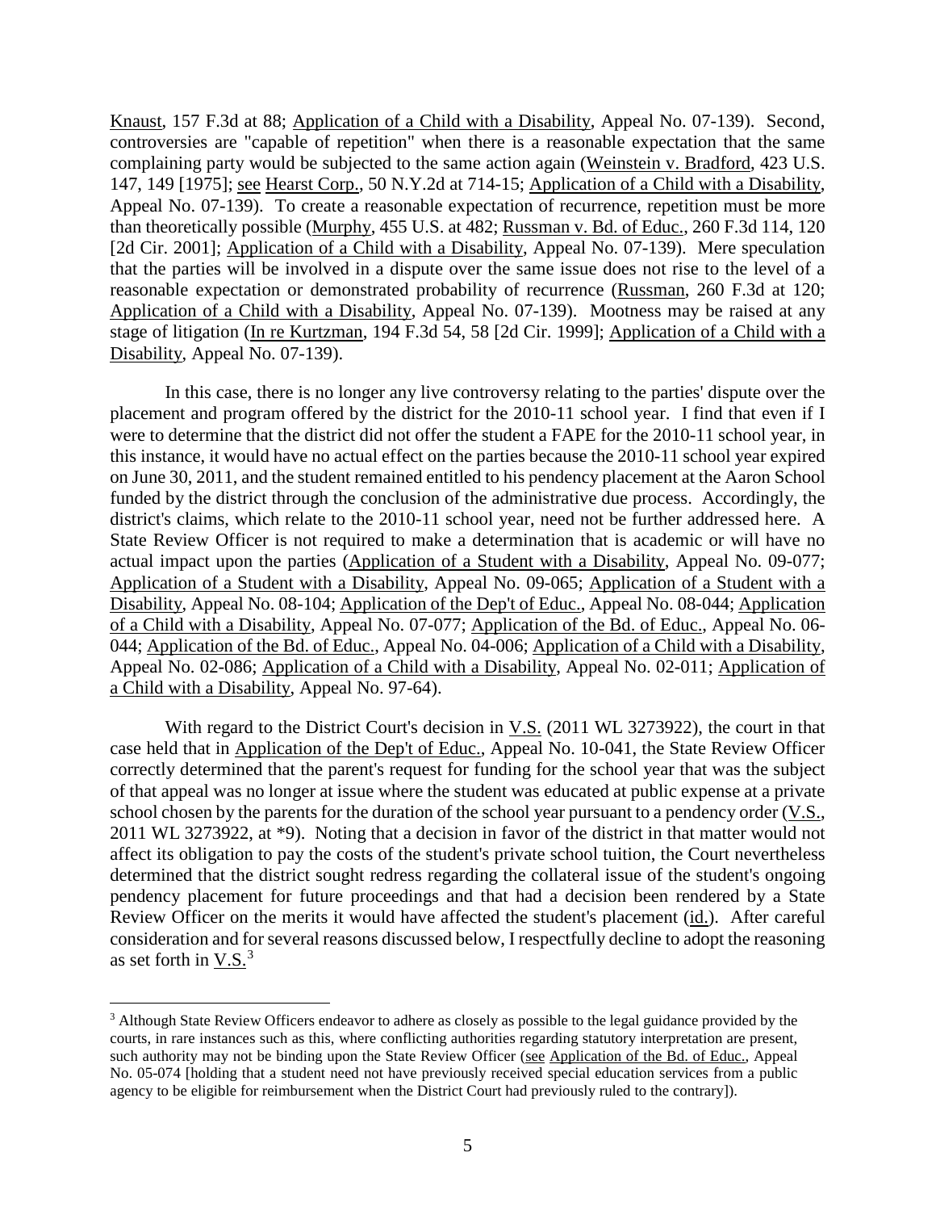Knaust, 157 F.3d at 88; Application of a Child with a Disability, Appeal No. 07-139). Second, controversies are "capable of repetition" when there is a reasonable expectation that the same complaining party would be subjected to the same action again (Weinstein v. Bradford, 423 U.S. 147, 149 [1975]; see Hearst Corp., 50 N.Y.2d at 714-15; Application of a Child with a Disability, Appeal No. 07-139). To create a reasonable expectation of recurrence, repetition must be more than theoretically possible (Murphy, 455 U.S. at 482; Russman v. Bd. of Educ., 260 F.3d 114, 120 [2d Cir. 2001]; Application of a Child with a Disability, Appeal No. 07-139). Mere speculation that the parties will be involved in a dispute over the same issue does not rise to the level of a reasonable expectation or demonstrated probability of recurrence (Russman, 260 F.3d at 120; Application of a Child with a Disability, Appeal No. 07-139). Mootness may be raised at any stage of litigation (In re Kurtzman, 194 F.3d 54, 58 [2d Cir. 1999]; Application of a Child with a Disability, Appeal No. 07-139).

In this case, there is no longer any live controversy relating to the parties' dispute over the placement and program offered by the district for the 2010-11 school year. I find that even if I were to determine that the district did not offer the student a FAPE for the 2010-11 school year, in this instance, it would have no actual effect on the parties because the 2010-11 school year expired on June 30, 2011, and the student remained entitled to his pendency placement at the Aaron School funded by the district through the conclusion of the administrative due process. Accordingly, the district's claims, which relate to the 2010-11 school year, need not be further addressed here. A State Review Officer is not required to make a determination that is academic or will have no actual impact upon the parties (Application of a Student with a Disability, Appeal No. 09-077; Application of a Student with a Disability, Appeal No. 09-065; Application of a Student with a Disability, Appeal No. 08-104; Application of the Dep't of Educ., Appeal No. 08-044; Application of a Child with a Disability, Appeal No. 07-077; Application of the Bd. of Educ., Appeal No. 06-044; Application of the Bd. of Educ., Appeal No. 04-006; Application of a Child with a Disability, Appeal No. 02-086; Application of a Child with a Disability, Appeal No. 02-011; Application of a Child with a Disability, Appeal No. 97-64).

With regard to the District Court's decision in V.S. (2011 WL 3273922), the court in that case held that in Application of the Dep't of Educ., Appeal No. 10-041, the State Review Officer correctly determined that the parent's request for funding for the school year that was the subject of that appeal was no longer at issue where the student was educated at public expense at a private school chosen by the parents for the duration of the school year pursuant to a pendency order (V.S., 2011 WL 3273922, at *9). Noting that a decision in favor of the district in that matter would not affect its obligation to pay the costs of the student's private school tuition, the Court nevertheless determined that the district sought redress regarding the collateral issue of the student's ongoing pendency placement for future proceedings and that had a decision been rendered by a State Review Officer on the merits it would have affected the student's placement (id.). After careful consideration and for several reasons discussed below, I respectfully decline to adopt the reasoning as set forth in V.S.[3]

[3] Although State Review Officers endeavor to adhere as closely as possible to the legal guidance provided by the courts, in rare instances such as this, where conflicting authorities regarding statutory interpretation are present, such authority may not be binding upon the State Review Officer (see Application of the Bd. of Educ., Appeal No. 05-074 [holding that a student need not have previously received special education services from a public agency to be eligible for reimbursement when the District Court had previously ruled to the contrary]).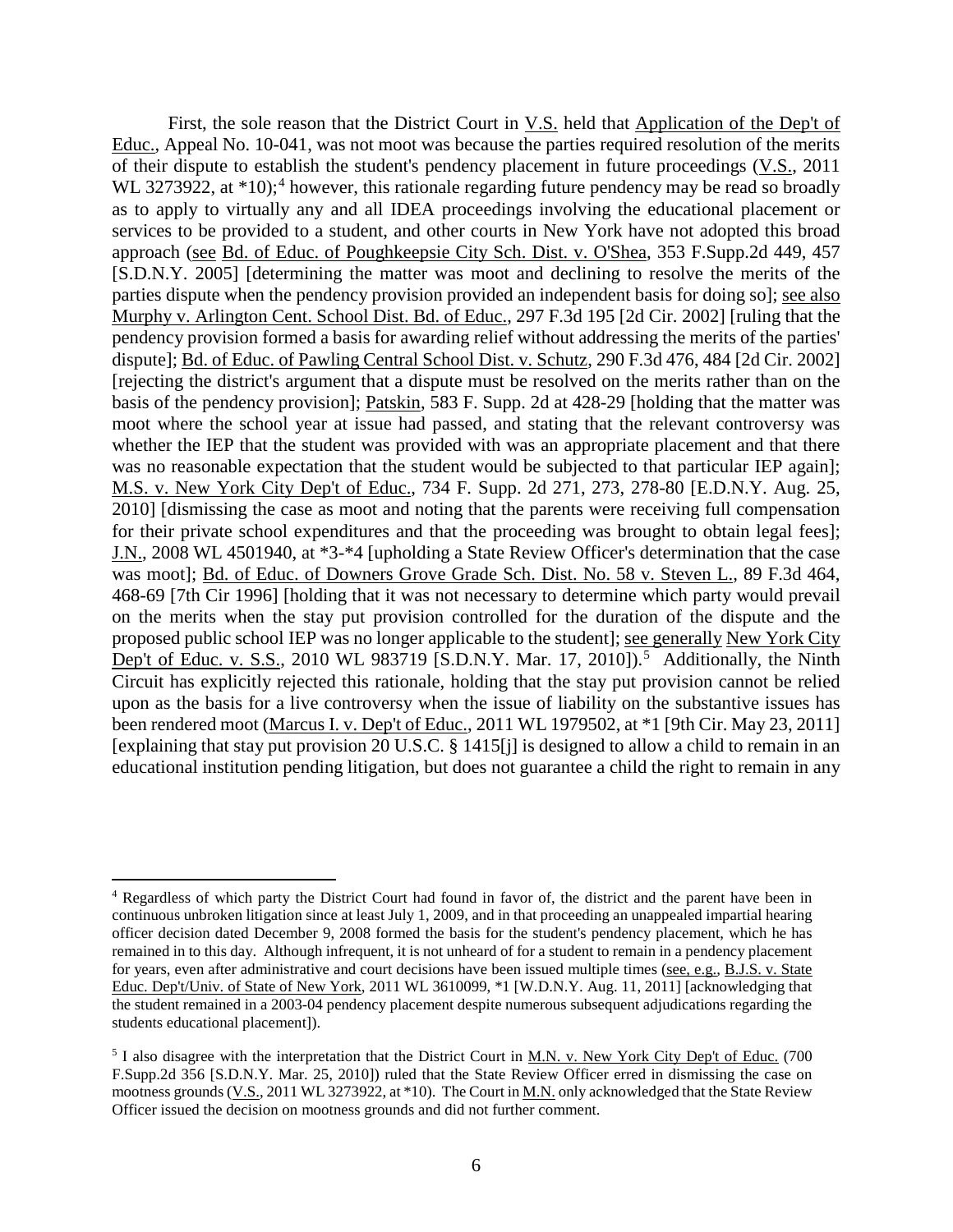First, the sole reason that the District Court in V.S. held that Application of the Dep't of Educ., Appeal No. 10-041, was not moot was because the parties required resolution of the merits of their dispute to establish the student's pendency placement in future proceedings (V.S., 2011 WL 3273922, at *10);[4] however, this rationale regarding future pendency may be read so broadly as to apply to virtually any and all IDEA proceedings involving the educational placement or services to be provided to a student, and other courts in New York have not adopted this broad approach (see Bd. of Educ. of Poughkeepsie City Sch. Dist. v. O'Shea, 353 F.Supp.2d 449, 457 [S.D.N.Y. 2005] [determining the matter was moot and declining to resolve the merits of the parties dispute when the pendency provision provided an independent basis for doing so]; see also Murphy v. Arlington Cent. School Dist. Bd. of Educ., 297 F.3d 195 [2d Cir. 2002] [ruling that the pendency provision formed a basis for awarding relief without addressing the merits of the parties' dispute]; Bd. of Educ. of Pawling Central School Dist. v. Schutz, 290 F.3d 476, 484 [2d Cir. 2002] [rejecting the district's argument that a dispute must be resolved on the merits rather than on the basis of the pendency provision]; Patskin, 583 F. Supp. 2d at 428-29 [holding that the matter was moot where the school year at issue had passed, and stating that the relevant controversy was whether the IEP that the student was provided with was an appropriate placement and that there was no reasonable expectation that the student would be subjected to that particular IEP again]; M.S. v. New York City Dep't of Educ., 734 F. Supp. 2d 271, 273, 278-80 [E.D.N.Y. Aug. 25, 2010] [dismissing the case as moot and noting that the parents were receiving full compensation for their private school expenditures and that the proceeding was brought to obtain legal fees]; J.N., 2008 WL 4501940, at *3-*4 [upholding a State Review Officer's determination that the case was moot]; Bd. of Educ. of Downers Grove Grade Sch. Dist. No. 58 v. Steven L., 89 F.3d 464, 468-69 [7th Cir 1996] [holding that it was not necessary to determine which party would prevail on the merits when the stay put provision controlled for the duration of the dispute and the proposed public school IEP was no longer applicable to the student]; see generally New York City Dep't of Educ. v. S.S., 2010 WL 983719 [S.D.N.Y. Mar. 17, 2010]).[5] Additionally, the Ninth Circuit has explicitly rejected this rationale, holding that the stay put provision cannot be relied upon as the basis for a live controversy when the issue of liability on the substantive issues has been rendered moot (Marcus I. v. Dep't of Educ., 2011 WL 1979502, at *1 [9th Cir. May 23, 2011] [explaining that stay put provision 20 U.S.C. § 1415[j] is designed to allow a child to remain in an educational institution pending litigation, but does not guarantee a child the right to remain in any

---

[4] Regardless of which party the District Court had found in favor of, the district and the parent have been in continuous unbroken litigation since at least July 1, 2009, and in that proceeding an unappealed impartial hearing officer decision dated December 9, 2008 formed the basis for the student's pendency placement, which he has remained in to this day. Although infrequent, it is not unheard of for a student to remain in a pendency placement for years, even after administrative and court decisions have been issued multiple times (see, e.g., B.J.S. v. State Educ. Dep't/Univ. of State of New York, 2011 WL 3610099, *1 [W.D.N.Y. Aug. 11, 2011] [acknowledging that the student remained in a 2003-04 pendency placement despite numerous subsequent adjudications regarding the students educational placement]).

[5] I also disagree with the interpretation that the District Court in M.N. v. New York City Dep't of Educ. (700 F.Supp.2d 356 [S.D.N.Y. Mar. 25, 2010]) ruled that the State Review Officer erred in dismissing the case on mootness grounds (V.S., 2011 WL 3273922, at *10). The Court in M.N. only acknowledged that the State Review Officer issued the decision on mootness grounds and did not further comment.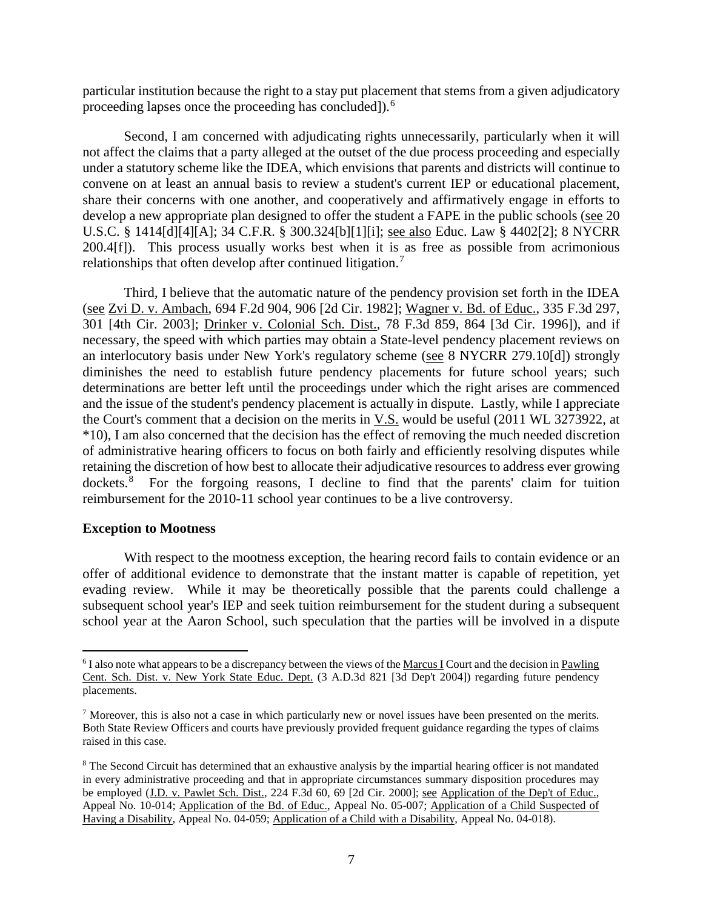particular institution because the right to a stay put placement that stems from a given adjudicatory proceeding lapses once the proceeding has concluded]).[6]

Second, I am concerned with adjudicating rights unnecessarily, particularly when it will not affect the claims that a party alleged at the outset of the due process proceeding and especially under a statutory scheme like the IDEA, which envisions that parents and districts will continue to convene on at least an annual basis to review a student's current IEP or educational placement, share their concerns with one another, and cooperatively and affirmatively engage in efforts to develop a new appropriate plan designed to offer the student a FAPE in the public schools (see 20 U.S.C. § 1414[d][4][A]; 34 C.F.R. § 300.324[b][1][i]; see also Educ. Law § 4402[2]; 8 NYCRR 200.4[f]). This process usually works best when it is as free as possible from acrimonious relationships that often develop after continued litigation.[7]

Third, I believe that the automatic nature of the pendency provision set forth in the IDEA (see Zvi D. v. Ambach, 694 F.2d 904, 906 [2d Cir. 1982]; Wagner v. Bd. of Educ., 335 F.3d 297, 301 [4th Cir. 2003]; Drinker v. Colonial Sch. Dist., 78 F.3d 859, 864 [3d Cir. 1996]), and if necessary, the speed with which parties may obtain a State-level pendency placement reviews on an interlocutory basis under New York's regulatory scheme (see 8 NYCRR 279.10[d]) strongly diminishes the need to establish future pendency placements for future school years; such determinations are better left until the proceedings under which the right arises are commenced and the issue of the student's pendency placement is actually in dispute. Lastly, while I appreciate the Court's comment that a decision on the merits in V.S. would be useful (2011 WL 3273922, at *10), I am also concerned that the decision has the effect of removing the much needed discretion of administrative hearing officers to focus on both fairly and efficiently resolving disputes while retaining the discretion of how best to allocate their adjudicative resources to address ever growing dockets.[8] For the forgoing reasons, I decline to find that the parents' claim for tuition reimbursement for the 2010-11 school year continues to be a live controversy.

**Exception to Mootness**

With respect to the mootness exception, the hearing record fails to contain evidence or an offer of additional evidence to demonstrate that the instant matter is capable of repetition, yet evading review. While it may be theoretically possible that the parents could challenge a subsequent school year's IEP and seek tuition reimbursement for the student during a subsequent school year at the Aaron School, such speculation that the parties will be involved in a dispute

---

[6] I also note what appears to be a discrepancy between the views of the Marcus I Court and the decision in Pawling Cent. Sch. Dist. v. New York State Educ. Dept. (3 A.D.3d 821 [3d Dep't 2004]) regarding future pendency placements.

[7] Moreover, this is also not a case in which particularly new or novel issues have been presented on the merits. Both State Review Officers and courts have previously provided frequent guidance regarding the types of claims raised in this case.

[8] The Second Circuit has determined that an exhaustive analysis by the impartial hearing officer is not mandated in every administrative proceeding and that in appropriate circumstances summary disposition procedures may be employed (J.D. v. Pawlet Sch. Dist., 224 F.3d 60, 69 [2d Cir. 2000]; see Application of the Dep't of Educ., Appeal No. 10-014; Application of the Bd. of Educ., Appeal No. 05-007; Application of a Child Suspected of Having a Disability, Appeal No. 04-059; Application of a Child with a Disability, Appeal No. 04-018).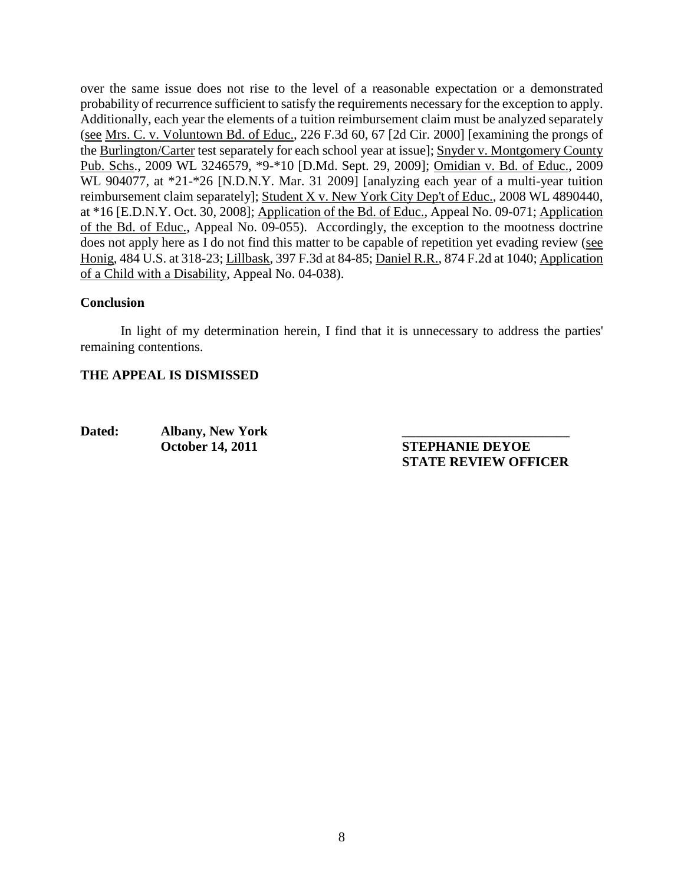over the same issue does not rise to the level of a reasonable expectation or a demonstrated probability of recurrence sufficient to satisfy the requirements necessary for the exception to apply. Additionally, each year the elements of a tuition reimbursement claim must be analyzed separately (see Mrs. C. v. Voluntown Bd. of Educ., 226 F.3d 60, 67 [2d Cir. 2000] [examining the prongs of the Burlington/Carter test separately for each school year at issue]; Snyder v. Montgomery County Pub. Schs., 2009 WL 3246579, *9-*10 [D.Md. Sept. 29, 2009]; Omidian v. Bd. of Educ., 2009 WL 904077, at *21-*26 [N.D.N.Y. Mar. 31 2009] [analyzing each year of a multi-year tuition reimbursement claim separately]; Student X v. New York City Dep't of Educ., 2008 WL 4890440, at *16 [E.D.N.Y. Oct. 30, 2008]; Application of the Bd. of Educ., Appeal No. 09-071; Application of the Bd. of Educ., Appeal No. 09-055). Accordingly, the exception to the mootness doctrine does not apply here as I do not find this matter to be capable of repetition yet evading review (see Honig, 484 U.S. at 318-23; Lillbask, 397 F.3d at 84-85; Daniel R.R., 874 F.2d at 1040; Application of a Child with a Disability, Appeal No. 04-038).

## Conclusion

In light of my determination herein, I find that it is unnecessary to address the parties' remaining contentions.

**THE APPEAL IS DISMISSED**

**Dated:** **Albany, New York**
**October 14, 2011**

**STEPHANIE DEYOE**
**STATE REVIEW OFFICER**